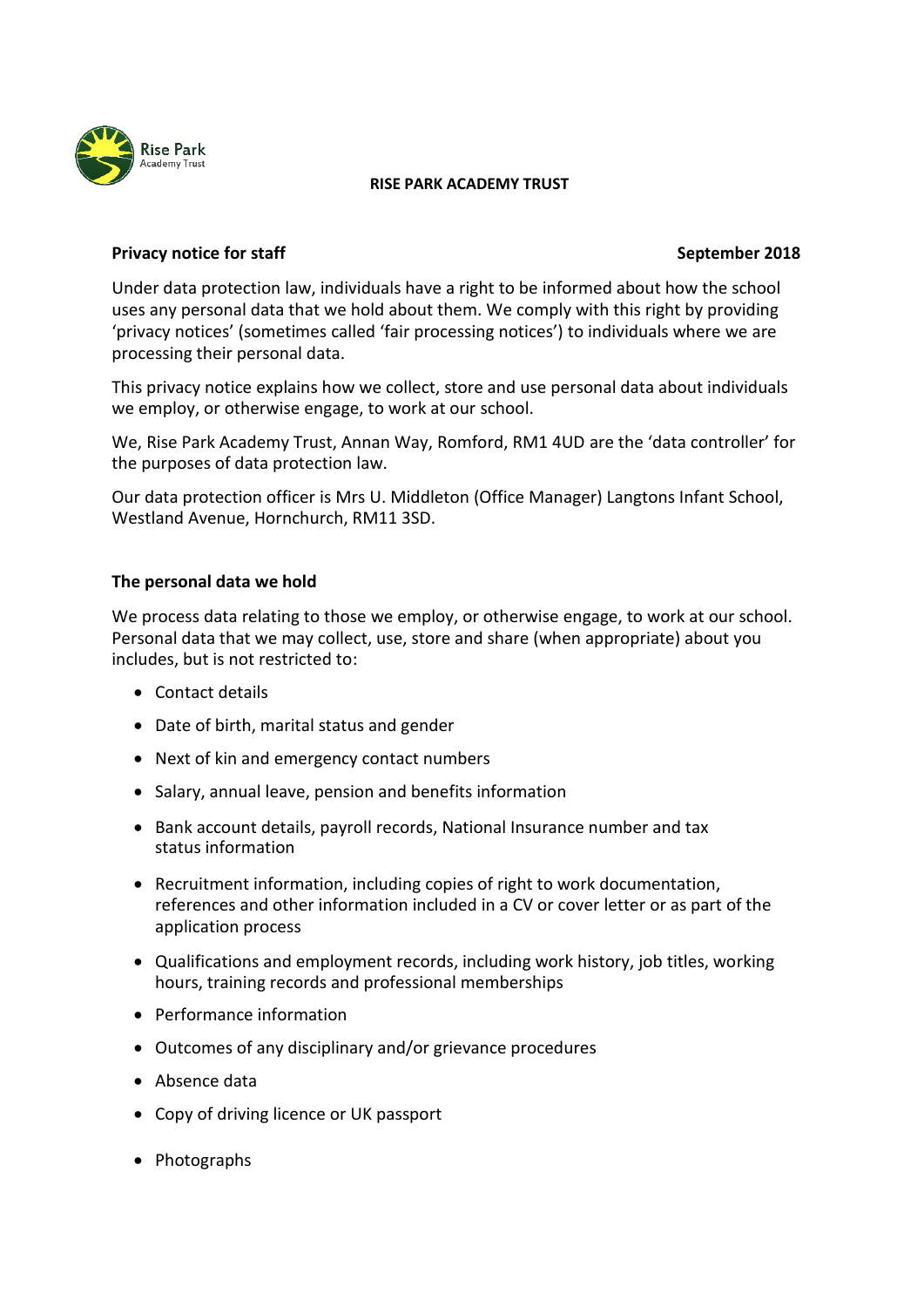# RISE PARK ACADEMY TRUST

**Privacy notice for staff** **September 2018**

Under data protection law, individuals have a right to be informed about how the school uses any personal data that we hold about them. We comply with this right by providing 'privacy notices' (sometimes called 'fair processing notices') to individuals where we are processing their personal data.

This privacy notice explains how we collect, store and use personal data about individuals we employ, or otherwise engage, to work at our school.

We, Rise Park Academy Trust, Annan Way, Romford, RM1 4UD are the 'data controller' for the purposes of data protection law.

Our data protection officer is Mrs U. Middleton (Office Manager) Langtons Infant School, Westland Avenue, Hornchurch, RM11 3SD.

## The personal data we hold

We process data relating to those we employ, or otherwise engage, to work at our school. Personal data that we may collect, use, store and share (when appropriate) about you includes, but is not restricted to:

- Contact details
- Date of birth, marital status and gender
- Next of kin and emergency contact numbers
- Salary, annual leave, pension and benefits information
- Bank account details, payroll records, National Insurance number and tax status information
- Recruitment information, including copies of right to work documentation, references and other information included in a CV or cover letter or as part of the application process
- Qualifications and employment records, including work history, job titles, working hours, training records and professional memberships
- Performance information
- Outcomes of any disciplinary and/or grievance procedures
- Absence data
- Copy of driving licence or UK passport
- Photographs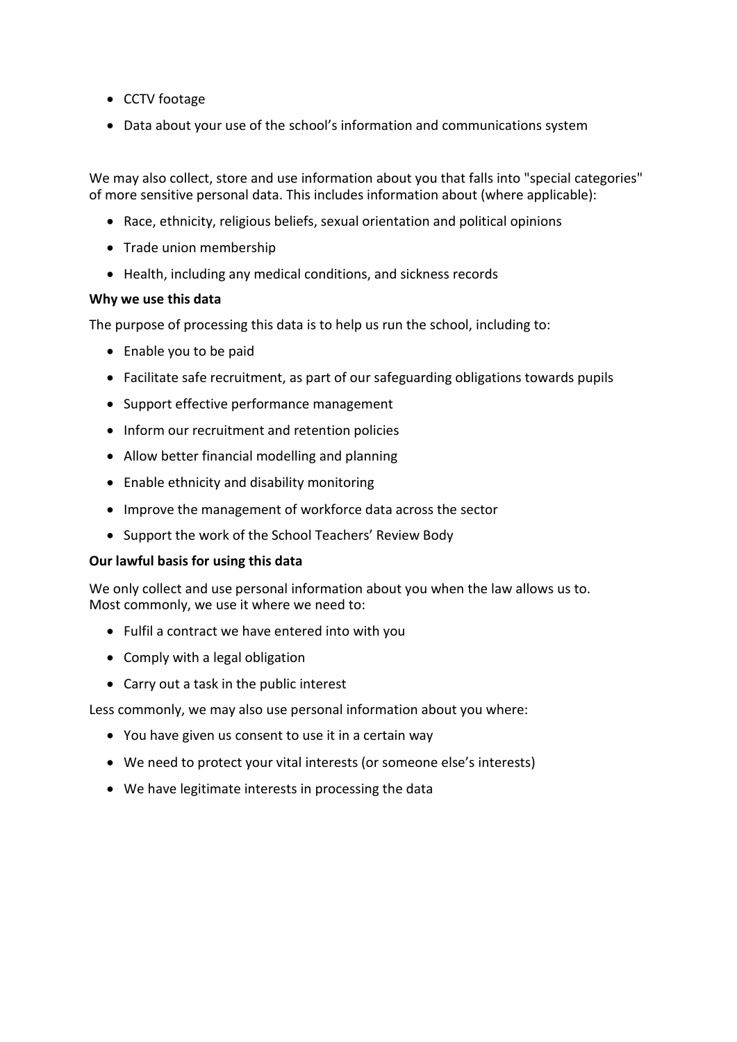- CCTV footage
- Data about your use of the school's information and communications system

We may also collect, store and use information about you that falls into "special categories" of more sensitive personal data. This includes information about (where applicable):

- Race, ethnicity, religious beliefs, sexual orientation and political opinions
- Trade union membership
- Health, including any medical conditions, and sickness records

**Why we use this data**

The purpose of processing this data is to help us run the school, including to:

- Enable you to be paid
- Facilitate safe recruitment, as part of our safeguarding obligations towards pupils
- Support effective performance management
- Inform our recruitment and retention policies
- Allow better financial modelling and planning
- Enable ethnicity and disability monitoring
- Improve the management of workforce data across the sector
- Support the work of the School Teachers' Review Body

**Our lawful basis for using this data**

We only collect and use personal information about you when the law allows us to.
Most commonly, we use it where we need to:

- Fulfil a contract we have entered into with you
- Comply with a legal obligation
- Carry out a task in the public interest

Less commonly, we may also use personal information about you where:

- You have given us consent to use it in a certain way
- We need to protect your vital interests (or someone else's interests)
- We have legitimate interests in processing the data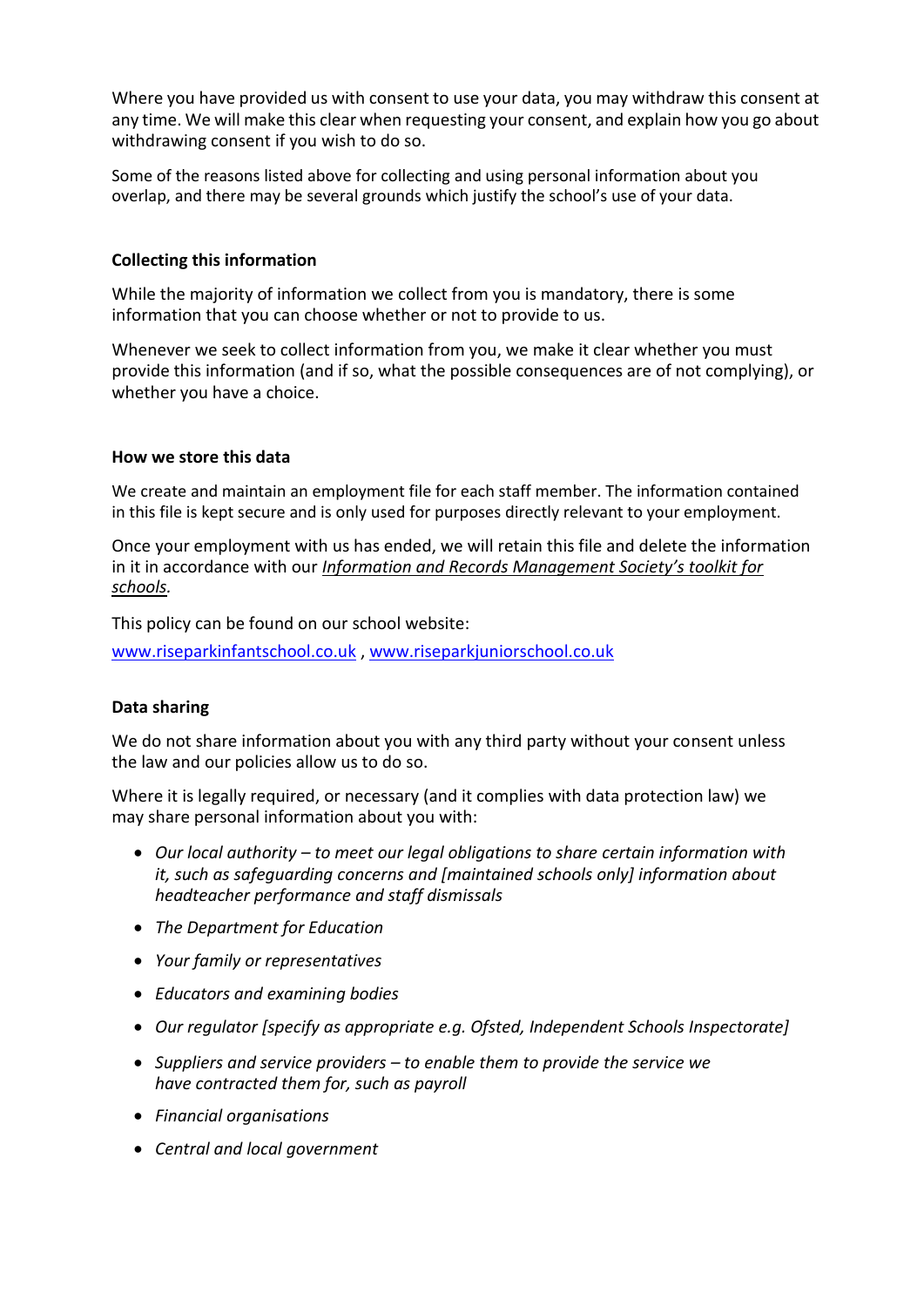Where you have provided us with consent to use your data, you may withdraw this consent at any time. We will make this clear when requesting your consent, and explain how you go about withdrawing consent if you wish to do so.

Some of the reasons listed above for collecting and using personal information about you overlap, and there may be several grounds which justify the school's use of your data.

**Collecting this information**

While the majority of information we collect from you is mandatory, there is some information that you can choose whether or not to provide to us.

Whenever we seek to collect information from you, we make it clear whether you must provide this information (and if so, what the possible consequences are of not complying), or whether you have a choice.

**How we store this data**

We create and maintain an employment file for each staff member. The information contained in this file is kept secure and is only used for purposes directly relevant to your employment.

Once your employment with us has ended, we will retain this file and delete the information in it in accordance with our *Information and Records Management Society's toolkit for schools.*

This policy can be found on our school website:

www.riseparkinfantschool.co.uk , www.riseparkjuniorschool.co.uk

**Data sharing**

We do not share information about you with any third party without your consent unless the law and our policies allow us to do so.

Where it is legally required, or necessary (and it complies with data protection law) we may share personal information about you with:

- *Our local authority – to meet our legal obligations to share certain information with it, such as safeguarding concerns and [maintained schools only] information about headteacher performance and staff dismissals*
- *The Department for Education*
- *Your family or representatives*
- *Educators and examining bodies*
- *Our regulator [specify as appropriate e.g. Ofsted, Independent Schools Inspectorate]*
- *Suppliers and service providers – to enable them to provide the service we have contracted them for, such as payroll*
- *Financial organisations*
- *Central and local government*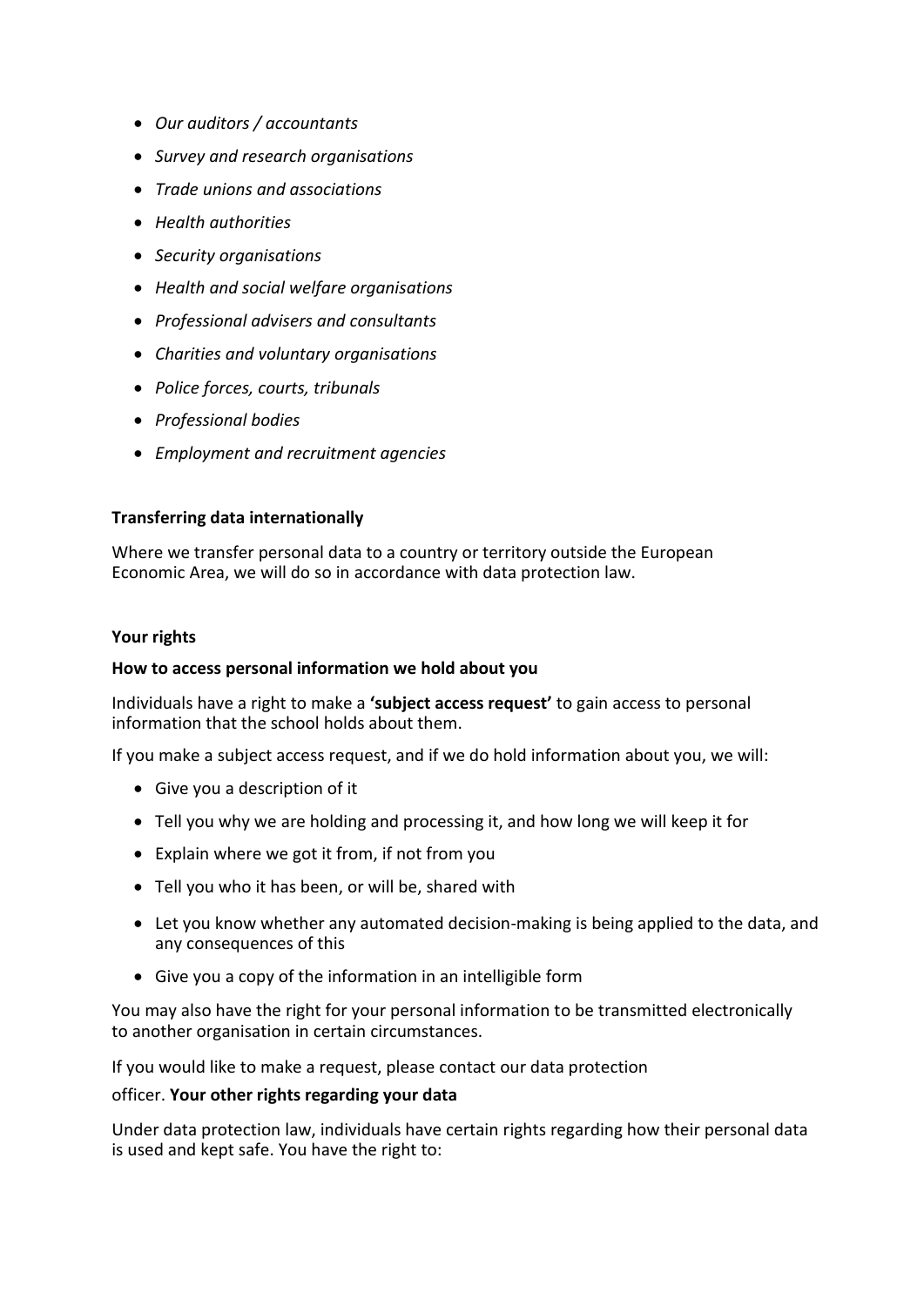- *Our auditors / accountants*
- *Survey and research organisations*
- *Trade unions and associations*
- *Health authorities*
- *Security organisations*
- *Health and social welfare organisations*
- *Professional advisers and consultants*
- *Charities and voluntary organisations*
- *Police forces, courts, tribunals*
- *Professional bodies*
- *Employment and recruitment agencies*

**Transferring data internationally**

Where we transfer personal data to a country or territory outside the European Economic Area, we will do so in accordance with data protection law.

**Your rights**

**How to access personal information we hold about you**

Individuals have a right to make a **'subject access request'** to gain access to personal information that the school holds about them.

If you make a subject access request, and if we do hold information about you, we will:

- Give you a description of it
- Tell you why we are holding and processing it, and how long we will keep it for
- Explain where we got it from, if not from you
- Tell you who it has been, or will be, shared with
- Let you know whether any automated decision-making is being applied to the data, and any consequences of this
- Give you a copy of the information in an intelligible form

You may also have the right for your personal information to be transmitted electronically to another organisation in certain circumstances.

If you would like to make a request, please contact our data protection officer.

**Your other rights regarding your data**

Under data protection law, individuals have certain rights regarding how their personal data is used and kept safe. You have the right to: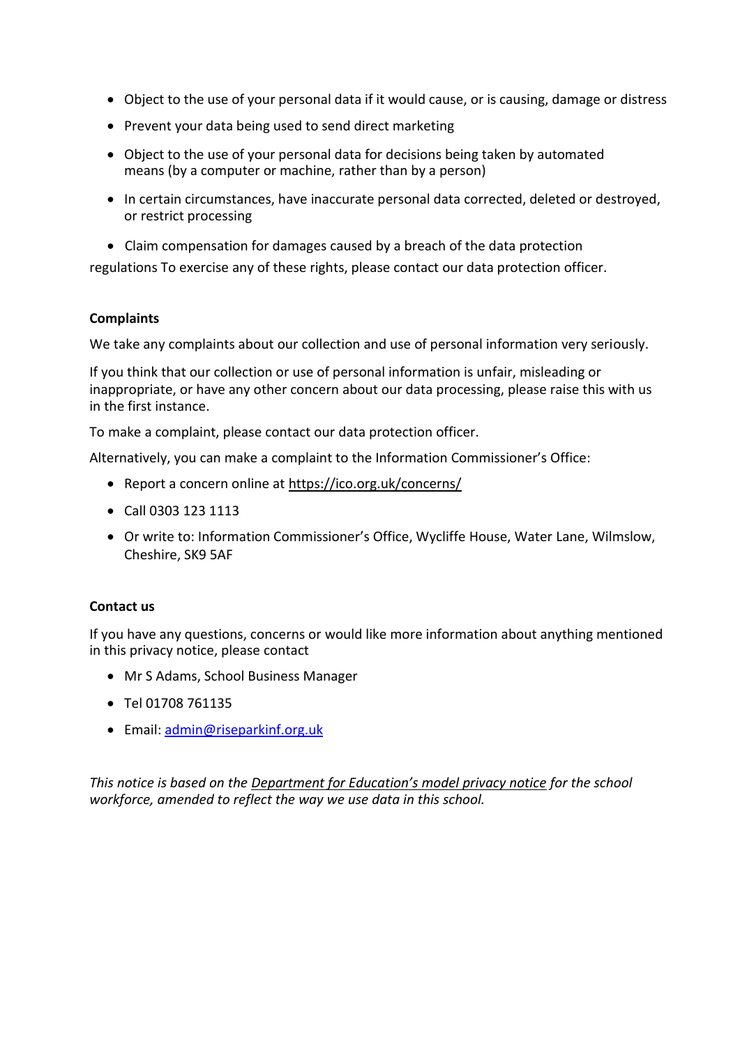- Object to the use of your personal data if it would cause, or is causing, damage or distress
- Prevent your data being used to send direct marketing
- Object to the use of your personal data for decisions being taken by automated means (by a computer or machine, rather than by a person)
- In certain circumstances, have inaccurate personal data corrected, deleted or destroyed, or restrict processing
- Claim compensation for damages caused by a breach of the data protection

regulations To exercise any of these rights, please contact our data protection officer.

**Complaints**

We take any complaints about our collection and use of personal information very seriously.

If you think that our collection or use of personal information is unfair, misleading or inappropriate, or have any other concern about our data processing, please raise this with us in the first instance.

To make a complaint, please contact our data protection officer.

Alternatively, you can make a complaint to the Information Commissioner's Office:

- Report a concern online at https://ico.org.uk/concerns/
- Call 0303 123 1113
- Or write to: Information Commissioner's Office, Wycliffe House, Water Lane, Wilmslow, Cheshire, SK9 5AF

**Contact us**

If you have any questions, concerns or would like more information about anything mentioned in this privacy notice, please contact

- Mr S Adams, School Business Manager
- Tel 01708 761135
- Email: admin@riseparkinf.org.uk

*This notice is based on the Department for Education's model privacy notice for the school workforce, amended to reflect the way we use data in this school.*